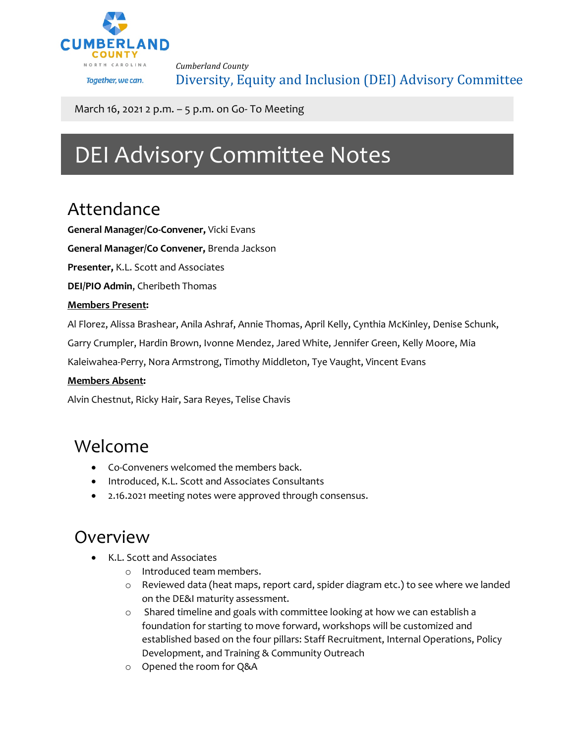*Cumberland County*

Diversity, Equity and Inclusion (DEI) Advisory Committee

March 16, 2021 2 p.m. – 5 p.m. on Go- To Meeting

# DEI Advisory Committee Notes

## Attendance

**General Manager/Co-Convener,** Vicki Evans

**General Manager/Co Convener,** Brenda Jackson

**Presenter,** K.L. Scott and Associates

**DEI/PIO Admin**, Cheribeth Thomas

**Members Present:**

Al Florez, Alissa Brashear, Anila Ashraf, Annie Thomas, April Kelly, Cynthia McKinley, Denise Schunk, Garry Crumpler, Hardin Brown, Ivonne Mendez, Jared White, Jennifer Green, Kelly Moore, Mia Kaleiwahea-Perry, Nora Armstrong, Timothy Middleton, Tye Vaught, Vincent Evans

**Members Absent:**

Alvin Chestnut, Ricky Hair, Sara Reyes, Telise Chavis

## Welcome

- Co-Conveners welcomed the members back.
- Introduced, K.L. Scott and Associates Consultants
- 2.16.2021 meeting notes were approved through consensus.

## Overview

- K.L. Scott and Associates
  - Introduced team members.
  - Reviewed data (heat maps, report card, spider diagram etc.) to see where we landed on the DE&I maturity assessment.
  - Shared timeline and goals with committee looking at how we can establish a foundation for starting to move forward, workshops will be customized and established based on the four pillars: Staff Recruitment, Internal Operations, Policy Development, and Training & Community Outreach
  - Opened the room for Q&A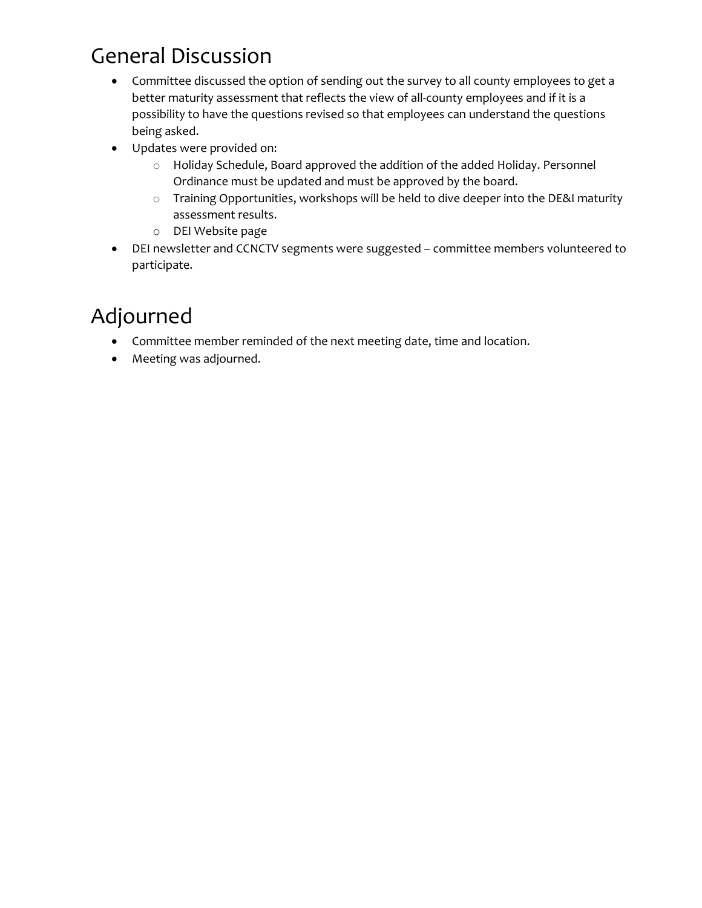# General Discussion

- Committee discussed the option of sending out the survey to all county employees to get a better maturity assessment that reflects the view of all-county employees and if it is a possibility to have the questions revised so that employees can understand the questions being asked.
- Updates were provided on:
  - Holiday Schedule, Board approved the addition of the added Holiday. Personnel Ordinance must be updated and must be approved by the board.
  - Training Opportunities, workshops will be held to dive deeper into the DE&I maturity assessment results.
  - DEI Website page
- DEI newsletter and CCNCTV segments were suggested – committee members volunteered to participate.

# Adjourned

- Committee member reminded of the next meeting date, time and location.
- Meeting was adjourned.